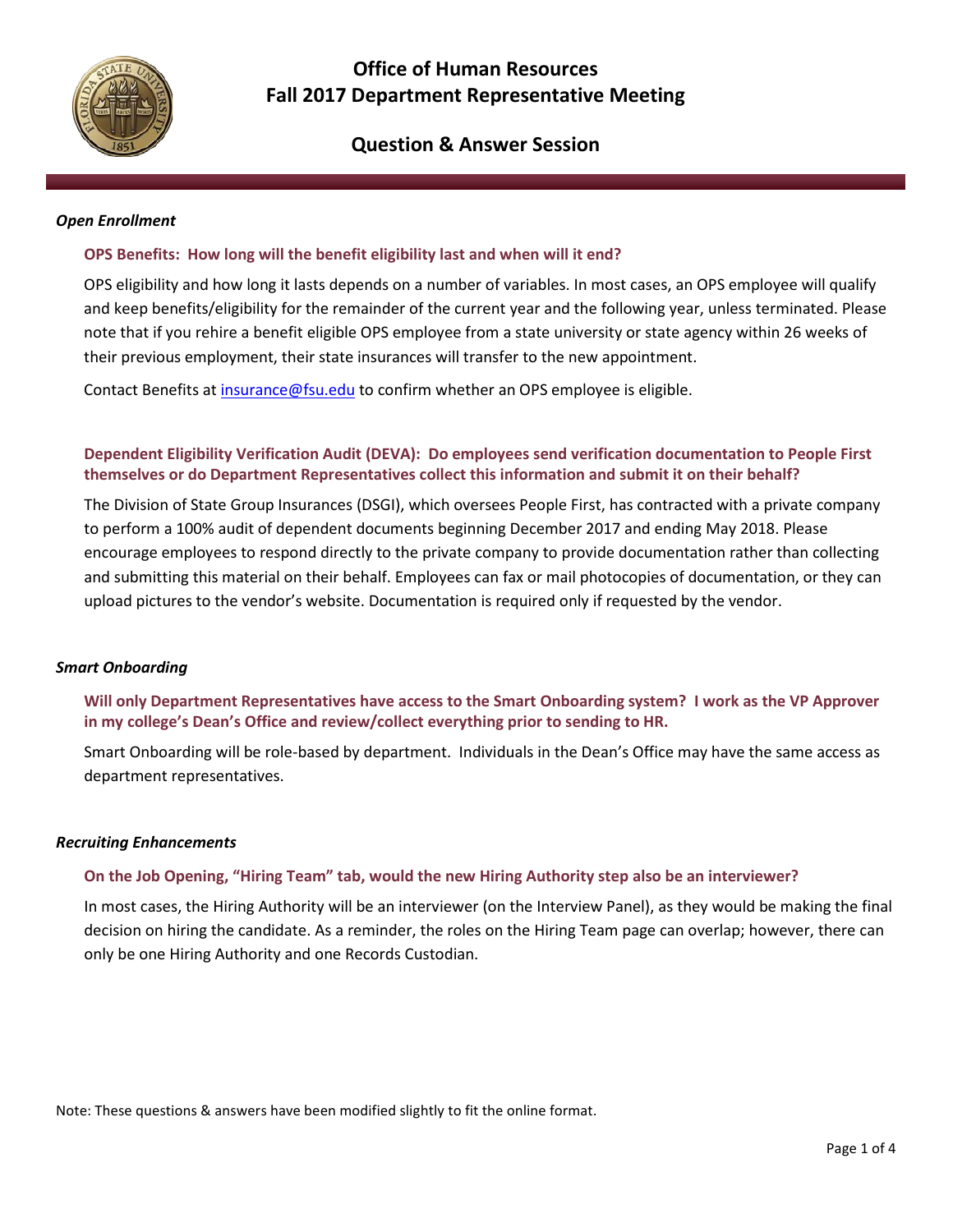# Office of Human Resources
# Fall 2017 Department Representative Meeting

## Question & Answer Session

### *Open Enrollment*

**OPS Benefits: How long will the benefit eligibility last and when will it end?**

OPS eligibility and how long it lasts depends on a number of variables. In most cases, an OPS employee will qualify and keep benefits/eligibility for the remainder of the current year and the following year, unless terminated. Please note that if you rehire a benefit eligible OPS employee from a state university or state agency within 26 weeks of their previous employment, their state insurances will transfer to the new appointment.

Contact Benefits at insurance@fsu.edu to confirm whether an OPS employee is eligible.

**Dependent Eligibility Verification Audit (DEVA): Do employees send verification documentation to People First themselves or do Department Representatives collect this information and submit it on their behalf?**

The Division of State Group Insurances (DSGI), which oversees People First, has contracted with a private company to perform a 100% audit of dependent documents beginning December 2017 and ending May 2018. Please encourage employees to respond directly to the private company to provide documentation rather than collecting and submitting this material on their behalf. Employees can fax or mail photocopies of documentation, or they can upload pictures to the vendor's website. Documentation is required only if requested by the vendor.

### *Smart Onboarding*

**Will only Department Representatives have access to the Smart Onboarding system? I work as the VP Approver in my college's Dean's Office and review/collect everything prior to sending to HR.**

Smart Onboarding will be role-based by department. Individuals in the Dean's Office may have the same access as department representatives.

### *Recruiting Enhancements*

**On the Job Opening, "Hiring Team" tab, would the new Hiring Authority step also be an interviewer?**

In most cases, the Hiring Authority will be an interviewer (on the Interview Panel), as they would be making the final decision on hiring the candidate. As a reminder, the roles on the Hiring Team page can overlap; however, there can only be one Hiring Authority and one Records Custodian.

Note: These questions & answers have been modified slightly to fit the online format.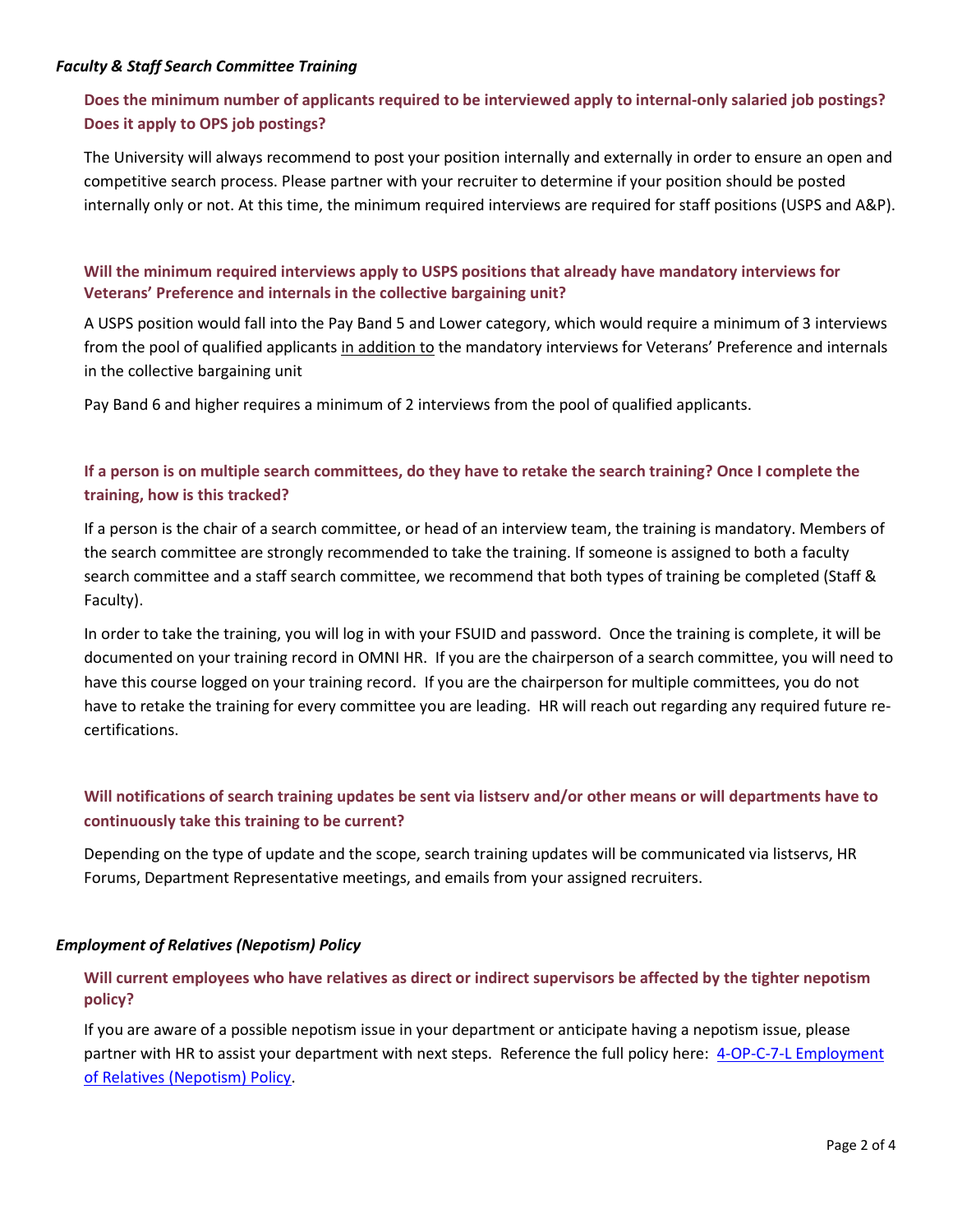### *Faculty & Staff Search Committee Training*

**Does the minimum number of applicants required to be interviewed apply to internal-only salaried job postings? Does it apply to OPS job postings?**

The University will always recommend to post your position internally and externally in order to ensure an open and competitive search process. Please partner with your recruiter to determine if your position should be posted internally only or not. At this time, the minimum required interviews are required for staff positions (USPS and A&P).

**Will the minimum required interviews apply to USPS positions that already have mandatory interviews for Veterans' Preference and internals in the collective bargaining unit?**

A USPS position would fall into the Pay Band 5 and Lower category, which would require a minimum of 3 interviews from the pool of qualified applicants <u>in addition to</u> the mandatory interviews for Veterans' Preference and internals in the collective bargaining unit

Pay Band 6 and higher requires a minimum of 2 interviews from the pool of qualified applicants.

**If a person is on multiple search committees, do they have to retake the search training? Once I complete the training, how is this tracked?**

If a person is the chair of a search committee, or head of an interview team, the training is mandatory. Members of the search committee are strongly recommended to take the training. If someone is assigned to both a faculty search committee and a staff search committee, we recommend that both types of training be completed (Staff & Faculty).

In order to take the training, you will log in with your FSUID and password. Once the training is complete, it will be documented on your training record in OMNI HR. If you are the chairperson of a search committee, you will need to have this course logged on your training record. If you are the chairperson for multiple committees, you do not have to retake the training for every committee you are leading. HR will reach out regarding any required future re-certifications.

**Will notifications of search training updates be sent via listserv and/or other means or will departments have to continuously take this training to be current?**

Depending on the type of update and the scope, search training updates will be communicated via listservs, HR Forums, Department Representative meetings, and emails from your assigned recruiters.

### *Employment of Relatives (Nepotism) Policy*

**Will current employees who have relatives as direct or indirect supervisors be affected by the tighter nepotism policy?**

If you are aware of a possible nepotism issue in your department or anticipate having a nepotism issue, please partner with HR to assist your department with next steps. Reference the full policy here: [4-OP-C-7-L Employment of Relatives (Nepotism) Policy](4-OP-C-7-L Employment of Relatives (Nepotism) Policy).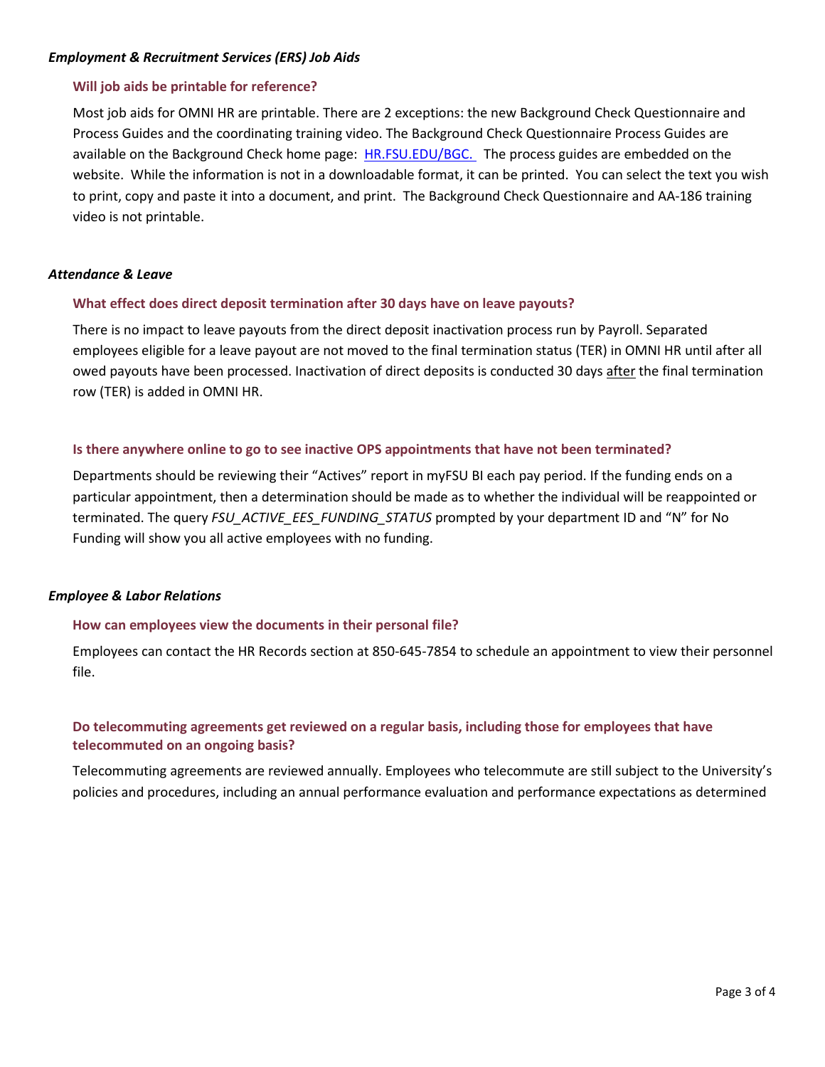### *Employment & Recruitment Services (ERS) Job Aids*

#### Will job aids be printable for reference?

Most job aids for OMNI HR are printable. There are 2 exceptions: the new Background Check Questionnaire and Process Guides and the coordinating training video. The Background Check Questionnaire Process Guides are available on the Background Check home page: [HR.FSU.EDU/BGC.](HR.FSU.EDU/BGC) The process guides are embedded on the website. While the information is not in a downloadable format, it can be printed. You can select the text you wish to print, copy and paste it into a document, and print. The Background Check Questionnaire and AA-186 training video is not printable.

### *Attendance & Leave*

#### What effect does direct deposit termination after 30 days have on leave payouts?

There is no impact to leave payouts from the direct deposit inactivation process run by Payroll. Separated employees eligible for a leave payout are not moved to the final termination status (TER) in OMNI HR until after all owed payouts have been processed. Inactivation of direct deposits is conducted 30 days <u>after</u> the final termination row (TER) is added in OMNI HR.

#### Is there anywhere online to go to see inactive OPS appointments that have not been terminated?

Departments should be reviewing their "Actives" report in myFSU BI each pay period. If the funding ends on a particular appointment, then a determination should be made as to whether the individual will be reappointed or terminated. The query *FSU_ACTIVE_EES_FUNDING_STATUS* prompted by your department ID and "N" for No Funding will show you all active employees with no funding.

### *Employee & Labor Relations*

#### How can employees view the documents in their personal file?

Employees can contact the HR Records section at 850-645-7854 to schedule an appointment to view their personnel file.

#### Do telecommuting agreements get reviewed on a regular basis, including those for employees that have telecommuted on an ongoing basis?

Telecommuting agreements are reviewed annually. Employees who telecommute are still subject to the University's policies and procedures, including an annual performance evaluation and performance expectations as determined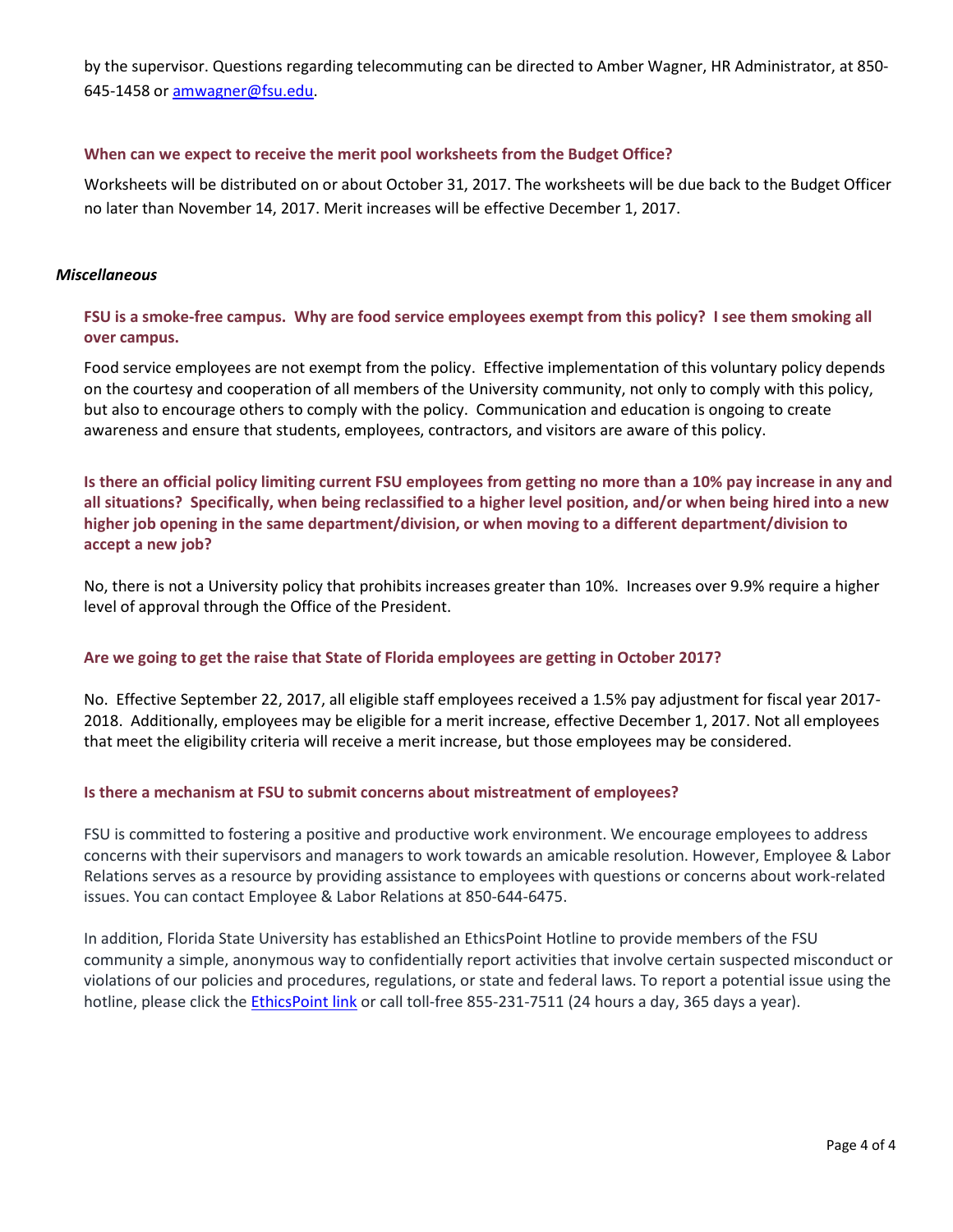by the supervisor. Questions regarding telecommuting can be directed to Amber Wagner, HR Administrator, at 850-645-1458 or amwagner@fsu.edu.

**When can we expect to receive the merit pool worksheets from the Budget Office?**

Worksheets will be distributed on or about October 31, 2017. The worksheets will be due back to the Budget Officer no later than November 14, 2017. Merit increases will be effective December 1, 2017.

***Miscellaneous***

**FSU is a smoke-free campus. Why are food service employees exempt from this policy? I see them smoking all over campus.**

Food service employees are not exempt from the policy. Effective implementation of this voluntary policy depends on the courtesy and cooperation of all members of the University community, not only to comply with this policy, but also to encourage others to comply with the policy. Communication and education is ongoing to create awareness and ensure that students, employees, contractors, and visitors are aware of this policy.

**Is there an official policy limiting current FSU employees from getting no more than a 10% pay increase in any and all situations? Specifically, when being reclassified to a higher level position, and/or when being hired into a new higher job opening in the same department/division, or when moving to a different department/division to accept a new job?**

No, there is not a University policy that prohibits increases greater than 10%. Increases over 9.9% require a higher level of approval through the Office of the President.

**Are we going to get the raise that State of Florida employees are getting in October 2017?**

No. Effective September 22, 2017, all eligible staff employees received a 1.5% pay adjustment for fiscal year 2017-2018. Additionally, employees may be eligible for a merit increase, effective December 1, 2017. Not all employees that meet the eligibility criteria will receive a merit increase, but those employees may be considered.

**Is there a mechanism at FSU to submit concerns about mistreatment of employees?**

FSU is committed to fostering a positive and productive work environment. We encourage employees to address concerns with their supervisors and managers to work towards an amicable resolution. However, Employee & Labor Relations serves as a resource by providing assistance to employees with questions or concerns about work-related issues. You can contact Employee & Labor Relations at 850-644-6475.

In addition, Florida State University has established an EthicsPoint Hotline to provide members of the FSU community a simple, anonymous way to confidentially report activities that involve certain suspected misconduct or violations of our policies and procedures, regulations, or state and federal laws. To report a potential issue using the hotline, please click the EthicsPoint link or call toll-free 855-231-7511 (24 hours a day, 365 days a year).